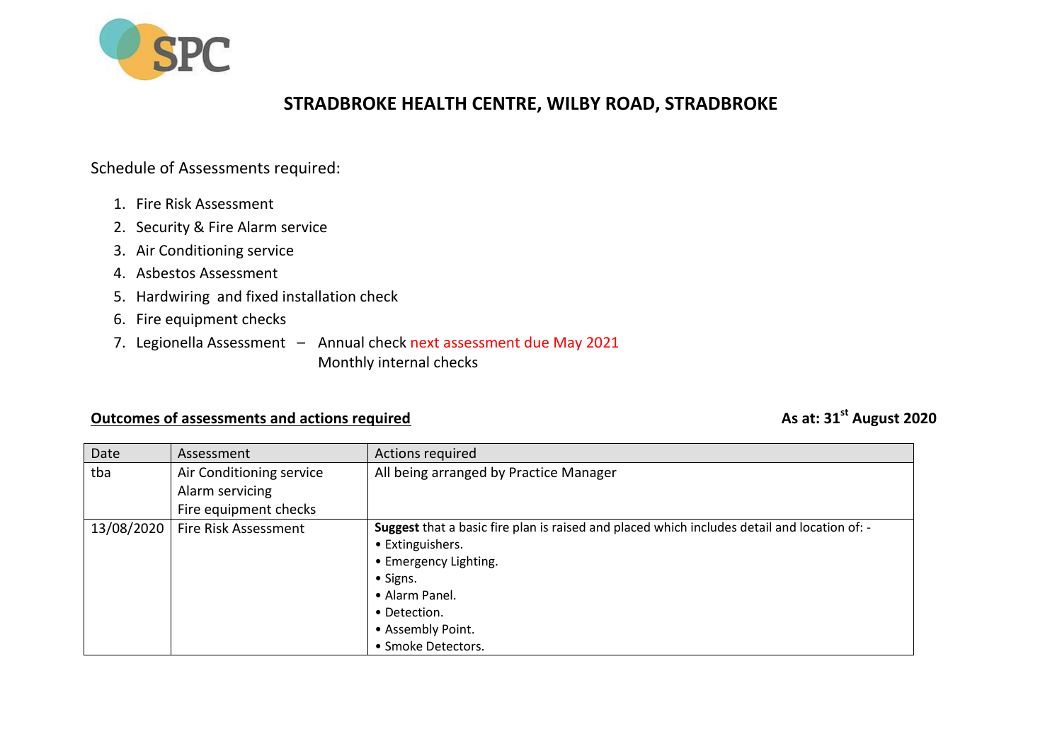# STRADBROKE HEALTH CENTRE, WILBY ROAD, STRADBROKE

Schedule of Assessments required:

1. Fire Risk Assessment
2. Security & Fire Alarm service
3. Air Conditioning service
4. Asbestos Assessment
5. Hardwiring and fixed installation check
6. Fire equipment checks
7. Legionella Assessment – Annual check next assessment due May 2021
   Monthly internal checks

**Outcomes of assessments and actions required**

**As at: 31st August 2020**

| Date | Assessment | Actions required |
|---|---|---|
| tba | Air Conditioning service<br>Alarm servicing<br>Fire equipment checks | All being arranged by Practice Manager |
| 13/08/2020 | Fire Risk Assessment | **Suggest** that a basic fire plan is raised and placed which includes detail and location of: -<br>• Extinguishers.<br>• Emergency Lighting.<br>• Signs.<br>• Alarm Panel.<br>• Detection.<br>• Assembly Point.<br>• Smoke Detectors. |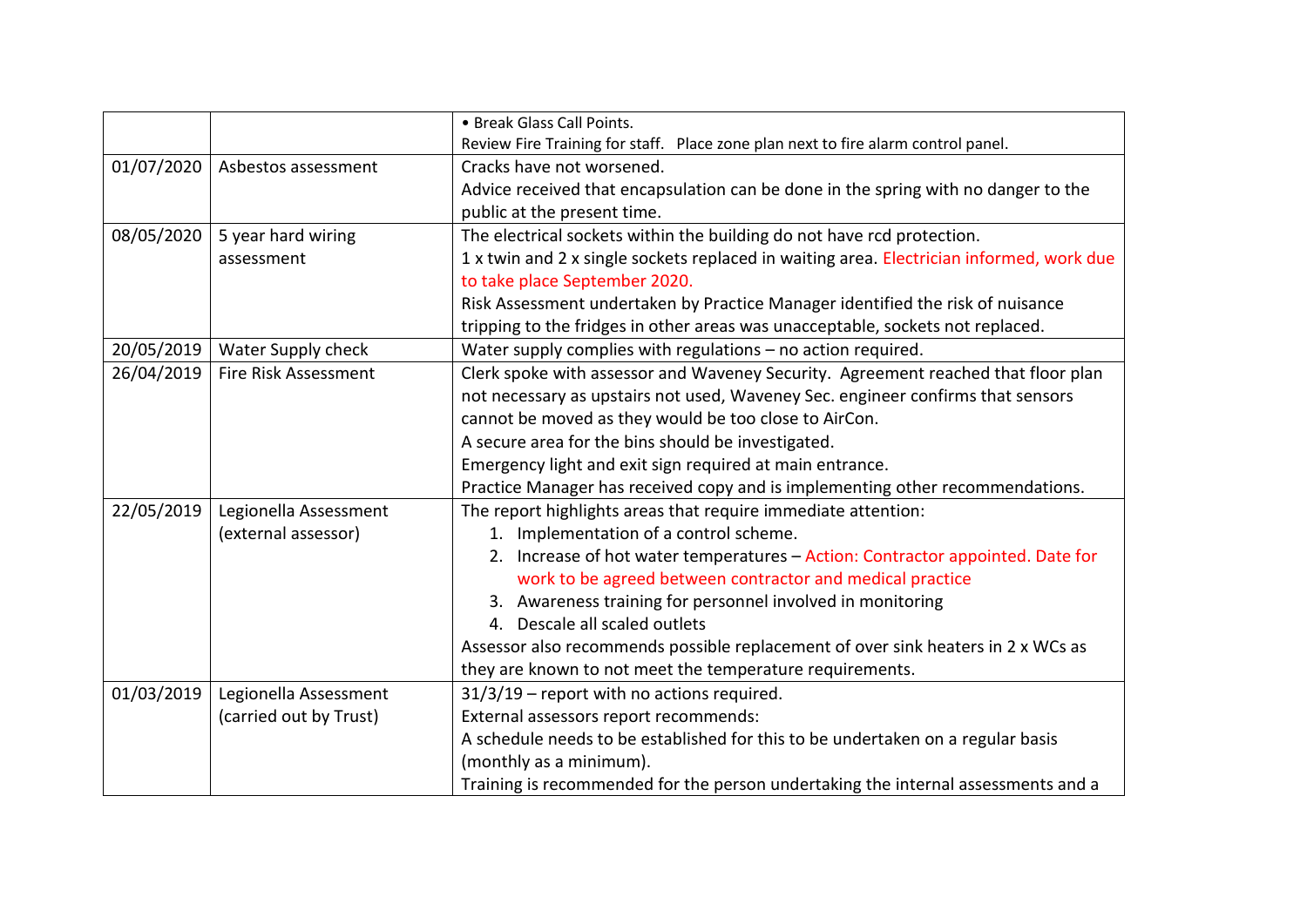| | | |
|---|---|---|
| | | • Break Glass Call Points.<br>Review Fire Training for staff. Place zone plan next to fire alarm control panel. |
| 01/07/2020 | Asbestos assessment | Cracks have not worsened.<br>Advice received that encapsulation can be done in the spring with no danger to the public at the present time. |
| 08/05/2020 | 5 year hard wiring assessment | The electrical sockets within the building do not have rcd protection.<br>1 x twin and 2 x single sockets replaced in waiting area. Electrician informed, work due to take place September 2020.<br>Risk Assessment undertaken by Practice Manager identified the risk of nuisance tripping to the fridges in other areas was unacceptable, sockets not replaced. |
| 20/05/2019 | Water Supply check | Water supply complies with regulations – no action required. |
| 26/04/2019 | Fire Risk Assessment | Clerk spoke with assessor and Waveney Security. Agreement reached that floor plan not necessary as upstairs not used, Waveney Sec. engineer confirms that sensors cannot be moved as they would be too close to AirCon.<br>A secure area for the bins should be investigated.<br>Emergency light and exit sign required at main entrance.<br>Practice Manager has received copy and is implementing other recommendations. |
| 22/05/2019 | Legionella Assessment (external assessor) | The report highlights areas that require immediate attention:<br>1. Implementation of a control scheme.<br>2. Increase of hot water temperatures – Action: Contractor appointed. Date for work to be agreed between contractor and medical practice<br>3. Awareness training for personnel involved in monitoring<br>4. Descale all scaled outlets<br>Assessor also recommends possible replacement of over sink heaters in 2 x WCs as they are known to not meet the temperature requirements. |
| 01/03/2019 | Legionella Assessment (carried out by Trust) | 31/3/19 – report with no actions required.<br>External assessors report recommends:<br>A schedule needs to be established for this to be undertaken on a regular basis (monthly as a minimum).<br>Training is recommended for the person undertaking the internal assessments and a |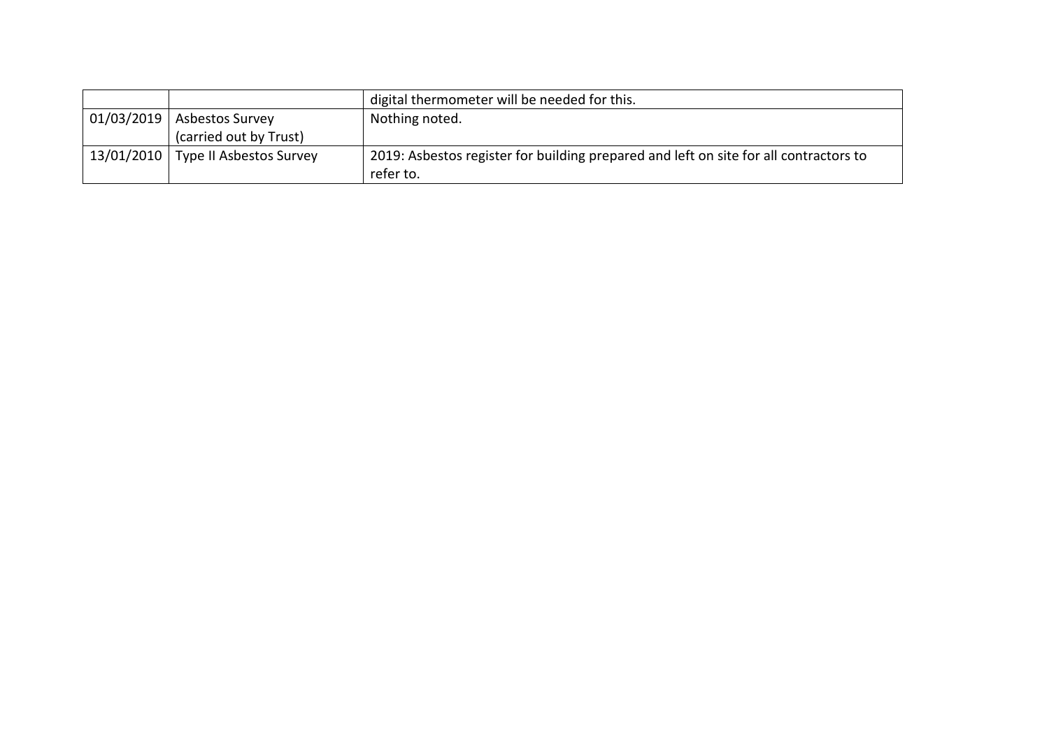| | | |
|---|---|---|
| | | digital thermometer will be needed for this. |
| 01/03/2019 | Asbestos Survey (carried out by Trust) | Nothing noted. |
| 13/01/2010 | Type II Asbestos Survey | 2019: Asbestos register for building prepared and left on site for all contractors to refer to. |